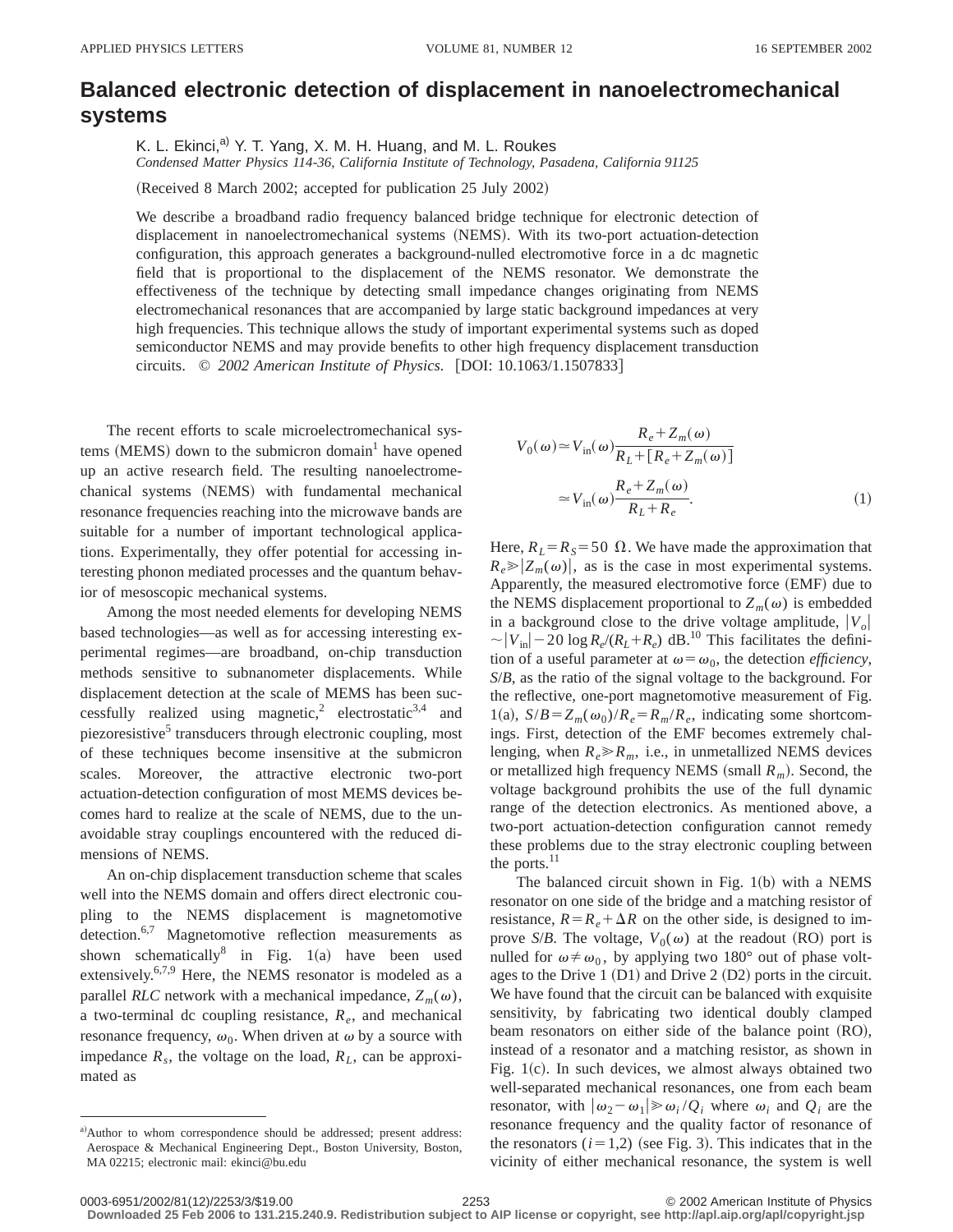# Balanced electronic detection of displacement in nanoelectromechanical systems

K. L. Ekinci,[a] Y. T. Yang, X. M. H. Huang, and M. L. Roukes

*Condensed Matter Physics 114-36, California Institute of Technology, Pasadena, California 91125*

(Received 8 March 2002; accepted for publication 25 July 2002)

We describe a broadband radio frequency balanced bridge technique for electronic detection of displacement in nanoelectromechanical systems (NEMS). With its two-port actuation-detection configuration, this approach generates a background-nulled electromotive force in a dc magnetic field that is proportional to the displacement of the NEMS resonator. We demonstrate the effectiveness of the technique by detecting small impedance changes originating from NEMS electromechanical resonances that are accompanied by large static background impedances at very high frequencies. This technique allows the study of important experimental systems such as doped semiconductor NEMS and may provide benefits to other high frequency displacement transduction circuits. © *2002 American Institute of Physics.* [DOI: 10.1063/1.1507833]

The recent efforts to scale microelectromechanical systems (MEMS) down to the submicron domain[1] have opened up an active research field. The resulting nanoelectromechanical systems (NEMS) with fundamental mechanical resonance frequencies reaching into the microwave bands are suitable for a number of important technological applications. Experimentally, they offer potential for accessing interesting phonon mediated processes and the quantum behavior of mesoscopic mechanical systems.

Among the most needed elements for developing NEMS based technologies—as well as for accessing interesting experimental regimes—are broadband, on-chip transduction methods sensitive to subnanometer displacements. While displacement detection at the scale of MEMS has been successfully realized using magnetic,[2] electrostatic[3,4] and piezoresistive[5] transducers through electronic coupling, most of these techniques become insensitive at the submicron scales. Moreover, the attractive electronic two-port actuation-detection configuration of most MEMS devices becomes hard to realize at the scale of NEMS, due to the unavoidable stray couplings encountered with the reduced dimensions of NEMS.

An on-chip displacement transduction scheme that scales well into the NEMS domain and offers direct electronic coupling to the NEMS displacement is magnetomotive detection.[6,7] Magnetomotive reflection measurements as shown schematically[8] in Fig. 1(a) have been used extensively.[6,7,9] Here, the NEMS resonator is modeled as a parallel *RLC* network with a mechanical impedance, $Z_m(\omega)$, a two-terminal dc coupling resistance, $R_e$, and mechanical resonance frequency, $\omega_0$. When driven at $\omega$ by a source with impedance $R_s$, the voltage on the load, $R_L$, can be approximated as

$$V_0(\omega) \simeq V_{\text{in}}(\omega)\frac{R_e+Z_m(\omega)}{R_L+[R_e+Z_m(\omega)]} \simeq V_{\text{in}}(\omega)\frac{R_e+Z_m(\omega)}{R_L+R_e}. \tag{1}$$

Here, $R_L=R_S=50\ \Omega$. We have made the approximation that $R_e \gg |Z_m(\omega)|$, as is the case in most experimental systems. Apparently, the measured electromotive force (EMF) due to the NEMS displacement proportional to $Z_m(\omega)$ is embedded in a background close to the drive voltage amplitude, $|V_o| \sim |V_{\text{in}}| - 20\log R_e/(R_L+R_e)$ dB.[10] This facilitates the definition of a useful parameter at $\omega=\omega_0$, the detection *efficiency*, $S/B$, as the ratio of the signal voltage to the background. For the reflective, one-port magnetomotive measurement of Fig. 1(a), $S/B = Z_m(\omega_0)/R_e = R_m/R_e$, indicating some shortcomings. First, detection of the EMF becomes extremely challenging, when $R_e \gg R_m$, i.e., in unmetallized NEMS devices or metallized high frequency NEMS (small $R_m$). Second, the voltage background prohibits the use of the full dynamic range of the detection electronics. As mentioned above, a two-port actuation-detection configuration cannot remedy these problems due to the stray electronic coupling between the ports.[11]

The balanced circuit shown in Fig. 1(b) with a NEMS resonator on one side of the bridge and a matching resistor of resistance, $R=R_e+\Delta R$ on the other side, is designed to improve $S/B$. The voltage, $V_0(\omega)$ at the readout (RO) port is nulled for $\omega \neq \omega_0$, by applying two 180° out of phase voltages to the Drive 1 (D1) and Drive 2 (D2) ports in the circuit. We have found that the circuit can be balanced with exquisite sensitivity, by fabricating two identical doubly clamped beam resonators on either side of the balance point (RO), instead of a resonator and a matching resistor, as shown in Fig. 1(c). In such devices, we almost always obtained two well-separated mechanical resonances, one from each beam resonator, with $|\omega_2-\omega_1| \gg \omega_i/Q_i$ where $\omega_i$ and $Q_i$ are the resonance frequency and the quality factor of resonance of the resonators ($i=1,2$) (see Fig. 3). This indicates that in the vicinity of either mechanical resonance, the system is well

---

[a] Author to whom correspondence should be addressed; present address: Aerospace & Mechanical Engineering Dept., Boston University, Boston, MA 02215; electronic mail: ekinci@bu.edu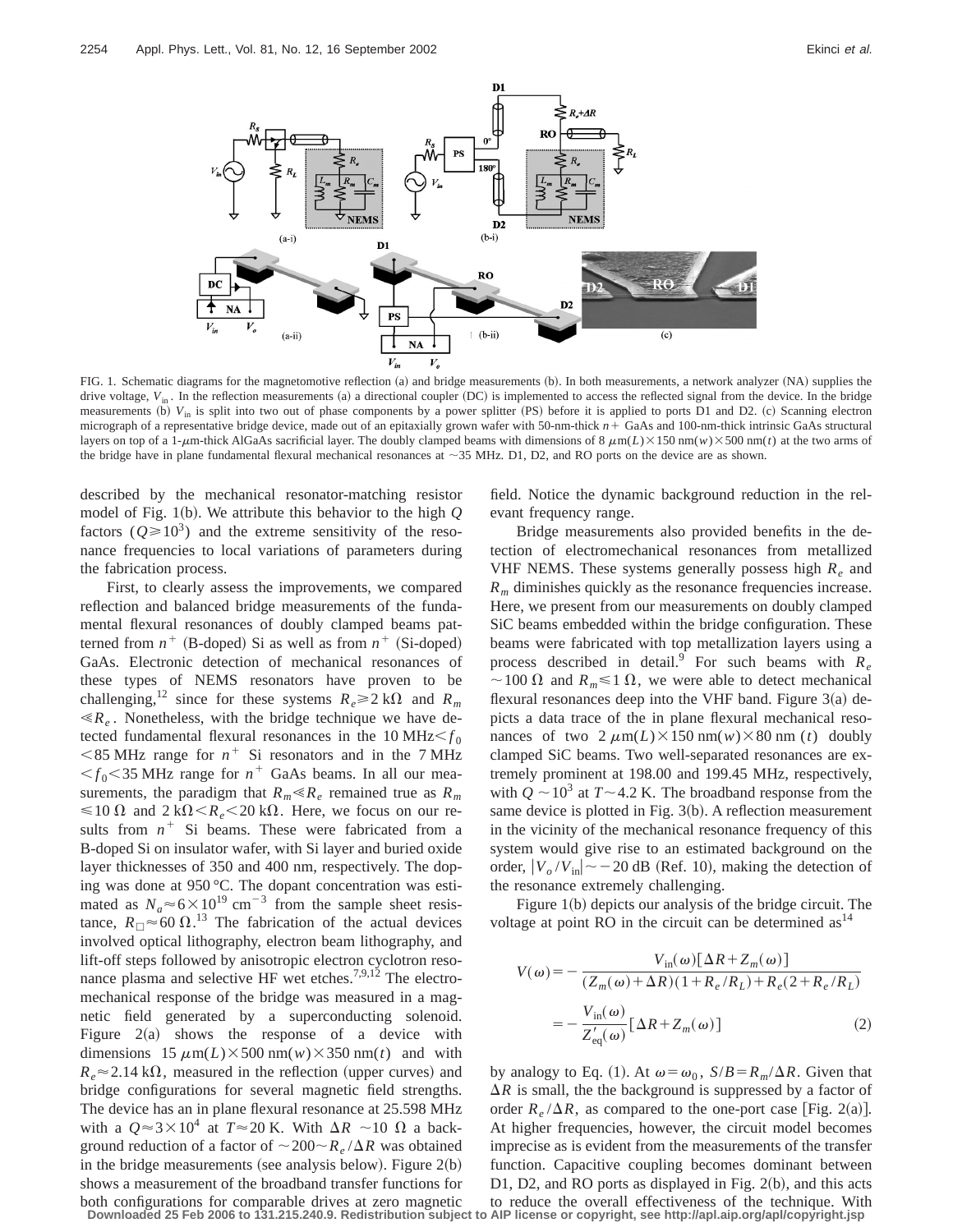FIG. 1. Schematic diagrams for the magnetomotive reflection (a) and bridge measurements (b). In both measurements, a network analyzer (NA) supplies the drive voltage, $V_{in}$. In the reflection measurements (a) a directional coupler (DC) is implemented to access the reflected signal from the device. In the bridge measurements (b) $V_{in}$ is split into two out of phase components by a power splitter (PS) before it is applied to ports D1 and D2. (c) Scanning electron micrograph of a representative bridge device, made out of an epitaxially grown wafer with 50-nm-thick $n+$ GaAs and 100-nm-thick intrinsic GaAs structural layers on top of a 1-$\mu$m-thick AlGaAs sacrificial layer. The doubly clamped beams with dimensions of 8 $\mu$m($L$)$\times$150 nm($w$)$\times$500 nm($t$) at the two arms of the bridge have in plane fundamental flexural mechanical resonances at ~35 MHz. D1, D2, and RO ports on the device are as shown.

described by the mechanical resonator-matching resistor model of Fig. 1(b). We attribute this behavior to the high $Q$ factors ($Q \geqslant 10^3$) and the extreme sensitivity of the resonance frequencies to local variations of parameters during the fabrication process.

First, to clearly assess the improvements, we compared reflection and balanced bridge measurements of the fundamental flexural resonances of doubly clamped beams patterned from $n^+$ (B-doped) Si as well as from $n^+$ (Si-doped) GaAs. Electronic detection of mechanical resonances of these types of NEMS resonators have proven to be challenging,[12] since for these systems $R_e \geqslant 2\ \mathrm{k}\Omega$ and $R_m \ll R_e$. Nonetheless, with the bridge technique we have detected fundamental flexural resonances in the 10 MHz$< f_0 <$85 MHz range for $n^+$ Si resonators and in the 7 MHz$< f_0 <$35 MHz range for $n^+$ GaAs beams. In all our measurements, the paradigm that $R_m \ll R_e$ remained true as $R_m \leqslant 10\ \Omega$ and $2\ \mathrm{k}\Omega < R_e < 20\ \mathrm{k}\Omega$. Here, we focus on our results from $n^+$ Si beams. These were fabricated from a B-doped Si on insulator wafer, with Si layer and buried oxide layer thicknesses of 350 and 400 nm, respectively. The doping was done at 950 °C. The dopant concentration was estimated as $N_a \approx 6\times 10^{19}\ \mathrm{cm}^{-3}$ from the sample sheet resistance, $R_\square \approx 60\ \Omega$.[13] The fabrication of the actual devices involved optical lithography, electron beam lithography, and lift-off steps followed by anisotropic electron cyclotron resonance plasma and selective HF wet etches.[7,9,12] The electromechanical response of the bridge was measured in a magnetic field generated by a superconducting solenoid. Figure 2(a) shows the response of a device with dimensions 15 $\mu$m($L$)$\times$500 nm($w$)$\times$350 nm($t$) and with $R_e \approx 2.14\ \mathrm{k}\Omega$, measured in the reflection (upper curves) and bridge configurations for several magnetic field strengths. The device has an in plane flexural resonance at 25.598 MHz with a $Q \approx 3\times 10^4$ at $T \approx 20$ K. With $\Delta R$ ~10 $\Omega$ a background reduction of a factor of ~200~$R_e/\Delta R$ was obtained in the bridge measurements (see analysis below). Figure 2(b) shows a measurement of the broadband transfer functions for both configurations for comparable drives at zero magnetic field. Notice the dynamic background reduction in the relevant frequency range.

Bridge measurements also provided benefits in the detection of electromechanical resonances from metallized VHF NEMS. These systems generally possess high $R_e$ and $R_m$ diminishes quickly as the resonance frequencies increase. Here, we present from our measurements on doubly clamped SiC beams embedded within the bridge configuration. These beams were fabricated with top metallization layers using a process described in detail.[9] For such beams with $R_e$ ~100 $\Omega$ and $R_m \leqslant 1\ \Omega$, we were able to detect mechanical flexural resonances deep into the VHF band. Figure 3(a) depicts a data trace of the in plane flexural mechanical resonances of two 2 $\mu$m($L$)$\times$150 nm($w$)$\times$80 nm ($t$) doubly clamped SiC beams. Two well-separated resonances are extremely prominent at 198.00 and 199.45 MHz, respectively, with $Q$ ~$10^3$ at $T$~4.2 K. The broadband response from the same device is plotted in Fig. 3(b). A reflection measurement in the vicinity of the mechanical resonance frequency of this system would give rise to an estimated background on the order, $|V_o/V_{in}|$~$-20$ dB (Ref. 10), making the detection of the resonance extremely challenging.

Figure 1(b) depicts our analysis of the bridge circuit. The voltage at point RO in the circuit can be determined as[14]

$$
\begin{aligned}
V(\omega) &= -\frac{V_{in}(\omega)[\Delta R + Z_m(\omega)]}{(Z_m(\omega)+\Delta R)(1+R_e/R_L)+R_e(2+R_e/R_L)} \\
&= -\frac{V_{in}(\omega)}{Z'_{eq}(\omega)}[\Delta R + Z_m(\omega)] \qquad (2)
\end{aligned}
$$

by analogy to Eq. (1). At $\omega=\omega_0$, $S/B = R_m/\Delta R$. Given that $\Delta R$ is small, the background is suppressed by a factor of order $R_e/\Delta R$, as compared to the one-port case [Fig. 2(a)]. At higher frequencies, however, the circuit model becomes imprecise as is evident from the measurements of the transfer function. Capacitive coupling becomes dominant between D1, D2, and RO ports as displayed in Fig. 2(b), and this acts to reduce the overall effectiveness of the technique. With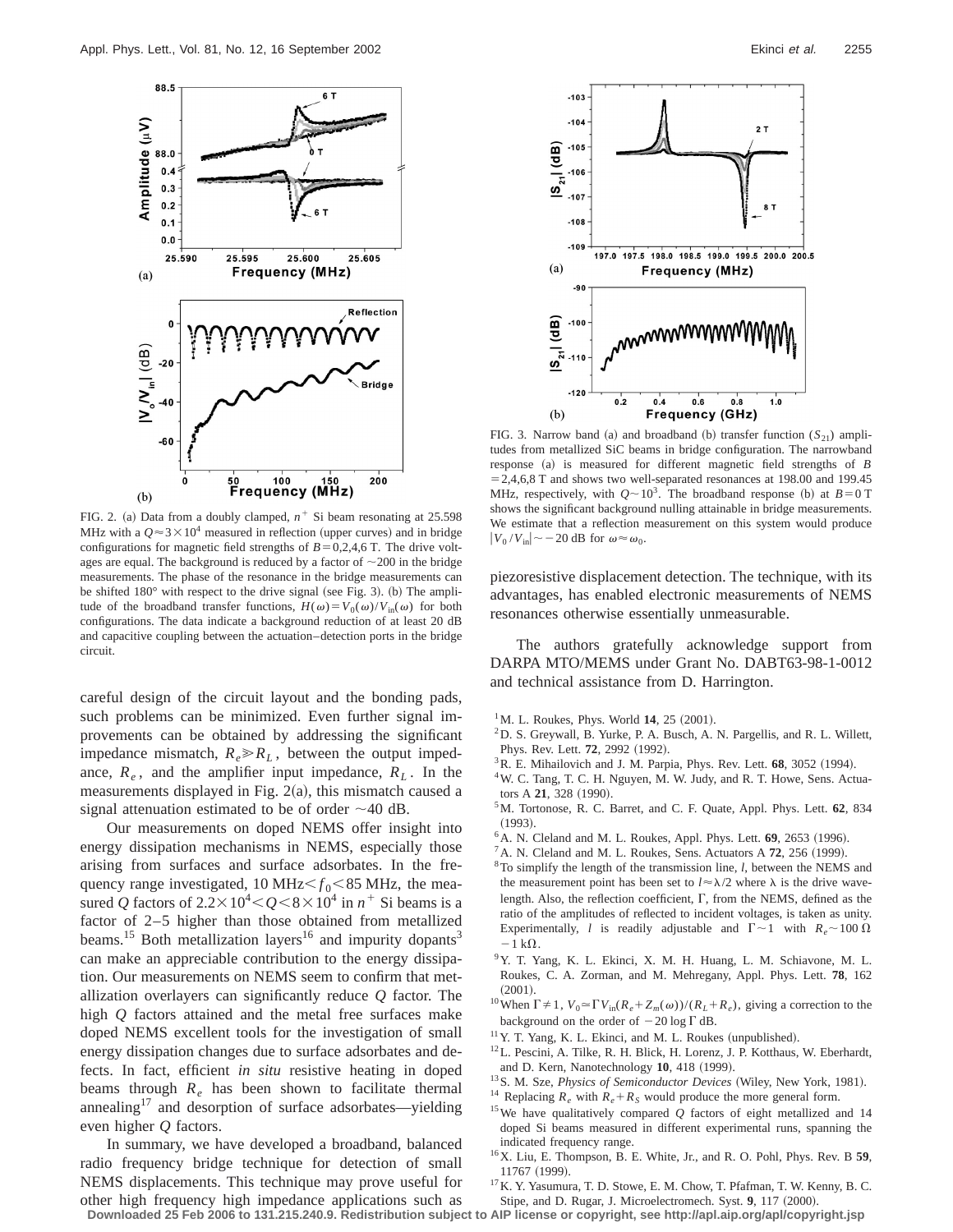88.5

6 T

Amplitude (μV)

88.0

0 T

0.4

0.3

0.2

0.1

0.0

6 T

25.590 25.595 25.600 25.605

Frequency (MHz)

(a)

0

Reflection

-20

$|V_o/V_{in}|$ (dB)

-40

Bridge

-60

0 50 100 150 200

Frequency (MHz)

(b)

FIG. 2. (a) Data from a doubly clamped, $n^+$ Si beam resonating at 25.598 MHz with a $Q \approx 3\times10^4$ measured in reflection (upper curves) and in bridge configurations for magnetic field strengths of $B = 0,2,4,6$ T. The drive voltages are equal. The background is reduced by a factor of $\sim 200$ in the bridge measurements. The phase of the resonance in the bridge measurements can be shifted 180° with respect to the drive signal (see Fig. 3). (b) The amplitude of the broadband transfer functions, $H(\omega) = V_0(\omega)/V_{in}(\omega)$ for both configurations. The data indicate a background reduction of at least 20 dB and capacitive coupling between the actuation–detection ports in the bridge circuit.

-103

-104

2 T

-105

-106

$|S_{21}|$ (dB)

-107

-108

8 T

-109

197.0 197.5 198.0 198.5 199.0 199.5 200.0 200.5

Frequency (MHz)

(a)

-90

-100

$|S_{21}|$ (dB)

-110

-120

0.2 0.4 0.6 0.8 1.0

Frequency (GHz)

(b)

FIG. 3. Narrow band (a) and broadband (b) transfer function ($S_{21}$) amplitudes from metallized SiC beams in bridge configuration. The narrowband response (a) is measured for different magnetic field strengths of $B = 2,4,6,8$ T and shows two well-separated resonances at 198.00 and 199.45 MHz, respectively, with $Q \sim 10^3$. The broadband response (b) at $B = 0$ T shows the significant background nulling attainable in bridge measurements. We estimate that a reflection measurement on this system would produce $|V_0/V_{in}| \sim -20$ dB for $\omega \approx \omega_0$.

careful design of the circuit layout and the bonding pads, such problems can be minimized. Even further signal improvements can be obtained by addressing the significant impedance mismatch, $R_e \gg R_L$, between the output impedance, $R_e$, and the amplifier input impedance, $R_L$. In the measurements displayed in Fig. 2(a), this mismatch caused a signal attenuation estimated to be of order $\sim 40$ dB.

Our measurements on doped NEMS offer insight into energy dissipation mechanisms in NEMS, especially those arising from surfaces and surface adsorbates. In the frequency range investigated, 10 MHz$< f_0 <$85 MHz, the measured $Q$ factors of $2.2\times10^4 < Q < 8\times10^4$ in $n^+$ Si beams is a factor of 2–5 higher than those obtained from metallized beams.[15] Both metallization layers[16] and impurity dopants[3] can make an appreciable contribution to the energy dissipation. Our measurements on NEMS seem to confirm that metallization overlayers can significantly reduce $Q$ factor. The high $Q$ factors attained and the metal free surfaces make doped NEMS excellent tools for the investigation of small energy dissipation changes due to surface adsorbates and defects. In fact, efficient *in situ* resistive heating in doped beams through $R_e$ has been shown to facilitate thermal annealing[17] and desorption of surface adsorbates—yielding even higher $Q$ factors.

In summary, we have developed a broadband, balanced radio frequency bridge technique for detection of small NEMS displacements. This technique may prove useful for other high frequency high impedance applications such as piezoresistive displacement detection. The technique, with its advantages, has enabled electronic measurements of NEMS resonances otherwise essentially unmeasurable.

The authors gratefully acknowledge support from DARPA MTO/MEMS under Grant No. DABT63-98-1-0012 and technical assistance from D. Harrington.

[1] M. L. Roukes, Phys. World **14**, 25 (2001).

[2] D. S. Greywall, B. Yurke, P. A. Busch, A. N. Pargellis, and R. L. Willett, Phys. Rev. Lett. **72**, 2992 (1992).

[3] R. E. Mihailovich and J. M. Parpia, Phys. Rev. Lett. **68**, 3052 (1994).

[4] W. C. Tang, T. C. H. Nguyen, M. W. Judy, and R. T. Howe, Sens. Actuators A **21**, 328 (1990).

[5] M. Tortonose, R. C. Barret, and C. F. Quate, Appl. Phys. Lett. **62**, 834 (1993).

[6] A. N. Cleland and M. L. Roukes, Appl. Phys. Lett. **69**, 2653 (1996).

[7] A. N. Cleland and M. L. Roukes, Sens. Actuators A **72**, 256 (1999).

[8] To simplify the length of the transmission line, $l$, between the NEMS and the measurement point has been set to $l \approx \lambda/2$ where $\lambda$ is the drive wavelength. Also, the reflection coefficient, $\Gamma$, from the NEMS, defined as the ratio of the amplitudes of reflected to incident voltages, is taken as unity. Experimentally, $l$ is readily adjustable and $\Gamma \sim 1$ with $R_e \sim 100\ \Omega - 1\ \mathrm{k}\Omega$.

[9] Y. T. Yang, K. L. Ekinci, X. M. H. Huang, L. M. Schiavone, M. L. Roukes, C. A. Zorman, and M. Mehregany, Appl. Phys. Lett. **78**, 162 (2001).

[10] When $\Gamma \neq 1$, $V_0 \approx \Gamma V_{in}(R_e + Z_m(\omega))/(R_L + R_e)$, giving a correction to the background on the order of $-20 \log \Gamma$ dB.

[11] Y. T. Yang, K. L. Ekinci, and M. L. Roukes (unpublished).

[12] L. Pescini, A. Tilke, R. H. Blick, H. Lorenz, J. P. Kotthaus, W. Eberhardt, and D. Kern, Nanotechnology **10**, 418 (1999).

[13] S. M. Sze, *Physics of Semiconductor Devices* (Wiley, New York, 1981).

[14] Replacing $R_e$ with $R_e + R_S$ would produce the more general form.

[15] We have qualitatively compared $Q$ factors of eight metallized and 14 doped Si beams measured in different experimental runs, spanning the indicated frequency range.

[16] X. Liu, E. Thompson, B. E. White, Jr., and R. O. Pohl, Phys. Rev. B **59**, 11767 (1999).

[17] K. Y. Yasumura, T. D. Stowe, E. M. Chow, T. Pfafman, T. W. Kenny, B. C. Stipe, and D. Rugar, J. Microelectromech. Syst. **9**, 117 (2000).